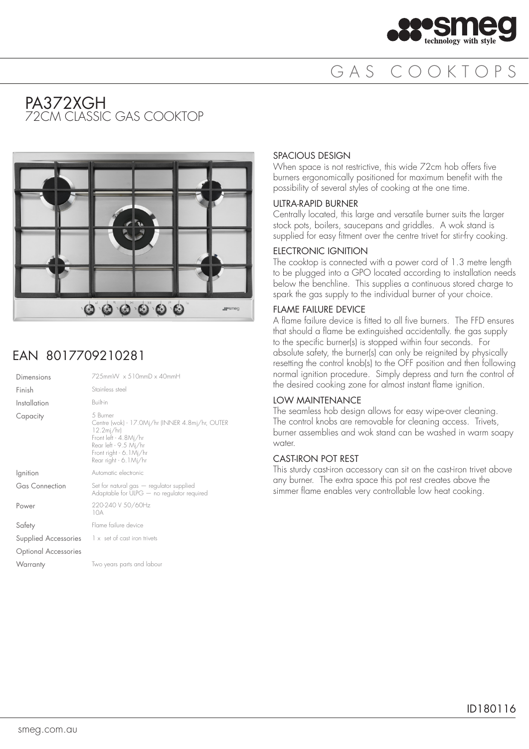# GAS COOKTOPS

## PA372XGH
### 72CM CLASSIC GAS COOKTOP

## EAN 8017709210281

| | |
|---|---|
| Dimensions | 725mmW x 510mmD x 40mmH |
| Finish | Stainless steel |
| Installation | Built-in |
| Capacity | 5 Burner<br>Centre (wok) - 17.0Mj/hr (INNER 4.8mj/hr, OUTER 12.2mj/hr)<br>Front left - 4.8Mj/hr<br>Rear left - 9.5 Mj/hr<br>Front right - 6.1Mj/hr<br>Rear right - 6.1Mj/hr |
| Ignition | Automatic electronic |
| Gas Connection | Set for natural gas — regulator supplied<br>Adaptable for ULPG — no regulator required |
| Power | 220-240 V 50/60Hz<br>10A |
| Safety | Flame failure device |
| Supplied Accessories | 1 x set of cast iron trivets |
| Optional Accessories | |
| Warranty | Two years parts and labour |

### SPACIOUS DESIGN
When space is not restrictive, this wide 72cm hob offers five burners ergonomically positioned for maximum benefit with the possibility of several styles of cooking at the one time.

### ULTRA-RAPID BURNER
Centrally located, this large and versatile burner suits the larger stock pots, boilers, saucepans and griddles. A wok stand is supplied for easy fitment over the centre trivet for stir-fry cooking.

### ELECTRONIC IGNITION
The cooktop is connected with a power cord of 1.3 metre length to be plugged into a GPO located according to installation needs below the benchline. This supplies a continuous stored charge to spark the gas supply to the individual burner of your choice.

### FLAME FAILURE DEVICE
A flame failure device is fitted to all five burners. The FFD ensures that should a flame be extinguished accidentally. the gas supply to the specific burner(s) is stopped within four seconds. For absolute safety, the burner(s) can only be reignited by physically resetting the control knob(s) to the OFF position and then following normal ignition procedure. Simply depress and turn the control of the desired cooking zone for almost instant flame ignition.

### LOW MAINTENANCE
The seamless hob design allows for easy wipe-over cleaning. The control knobs are removable for cleaning access. Trivets, burner assemblies and wok stand can be washed in warm soapy water.

### CAST-IRON POT REST
This sturdy cast-iron accessory can sit on the cast-iron trivet above any burner. The extra space this pot rest creates above the simmer flame enables very controllable low heat cooking.

ID180116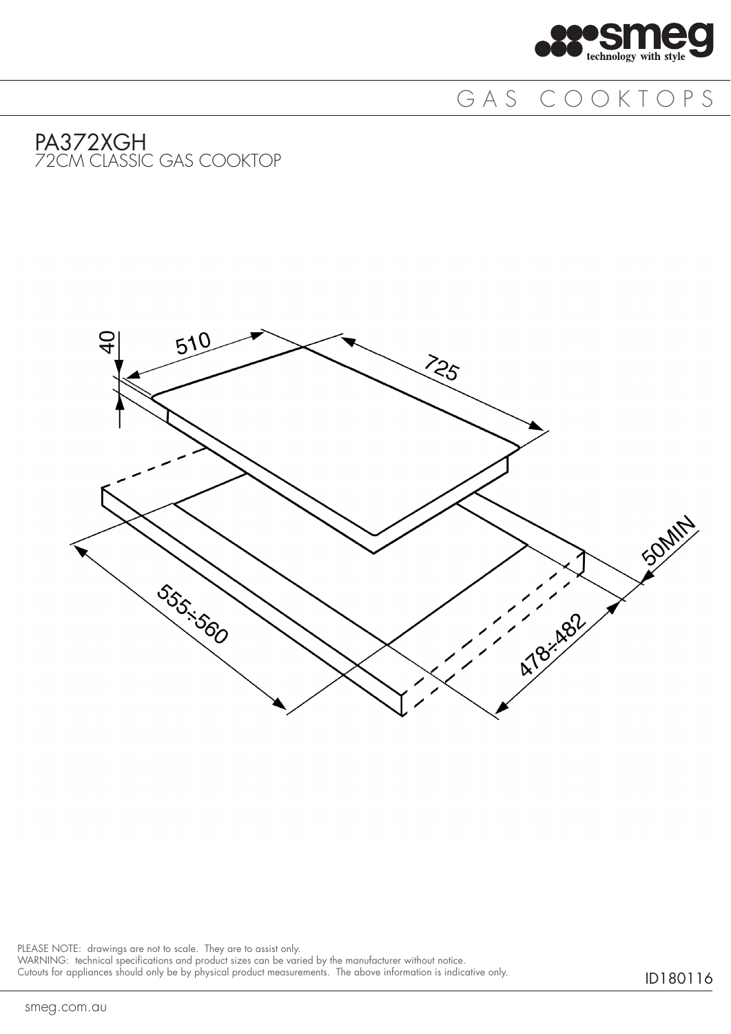# GAS COOKTOPS

## PA372XGH
72CM CLASSIC GAS COOKTOP

40

510

725

555÷560

478÷482

50MIN

PLEASE NOTE: drawings are not to scale. They are to assist only.
WARNING: technical specifications and product sizes can be varied by the manufacturer without notice.
Cutouts for appliances should only be by physical product measurements. The above information is indicative only.

ID180116

smeg.com.au